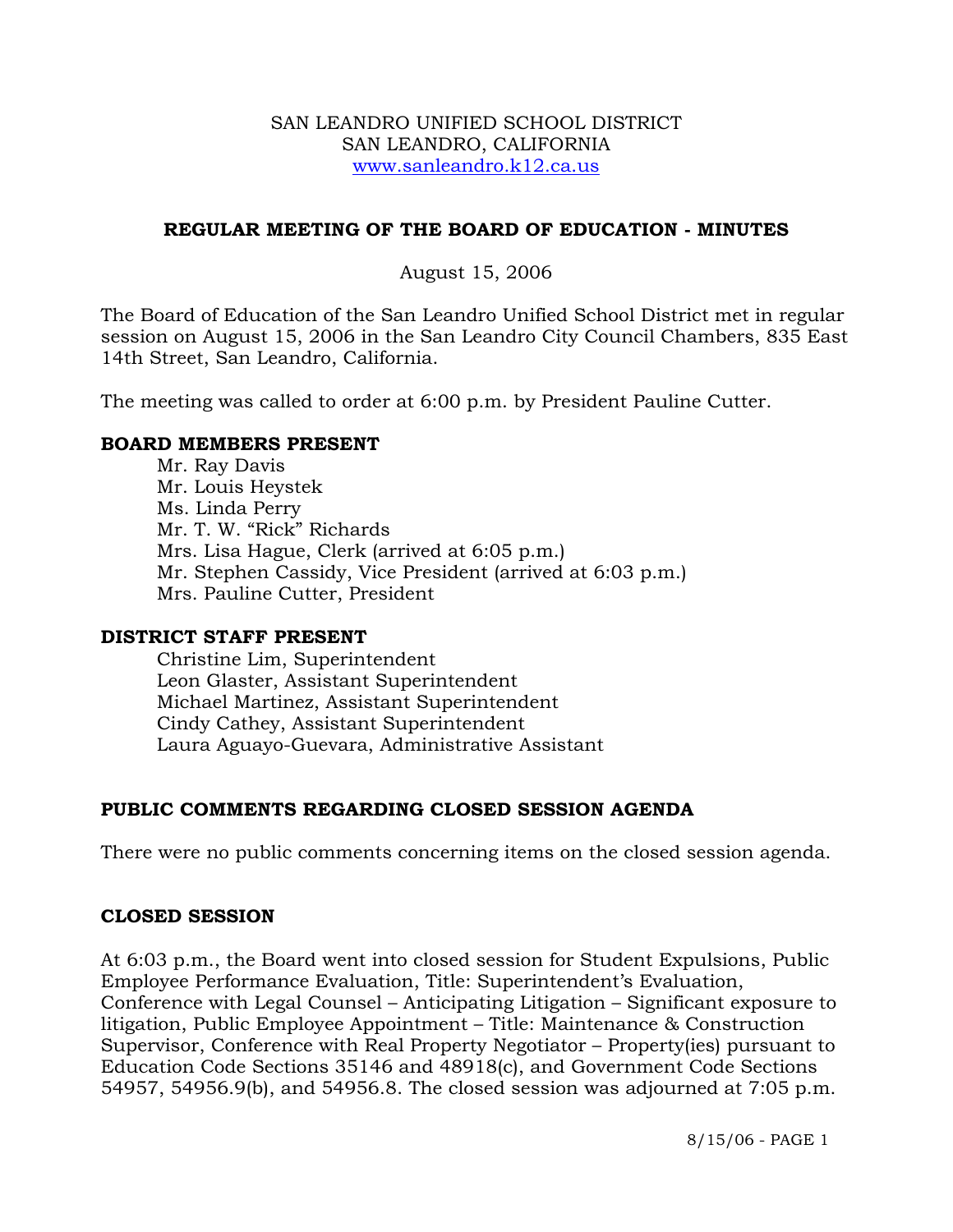SAN LEANDRO UNIFIED SCHOOL DISTRICT
SAN LEANDRO, CALIFORNIA
www.sanleandro.k12.ca.us

## REGULAR MEETING OF THE BOARD OF EDUCATION - MINUTES

August 15, 2006

The Board of Education of the San Leandro Unified School District met in regular session on August 15, 2006 in the San Leandro City Council Chambers, 835 East 14th Street, San Leandro, California.

The meeting was called to order at 6:00 p.m. by President Pauline Cutter.

### BOARD MEMBERS PRESENT

Mr. Ray Davis
Mr. Louis Heystek
Ms. Linda Perry
Mr. T. W. "Rick" Richards
Mrs. Lisa Hague, Clerk (arrived at 6:05 p.m.)
Mr. Stephen Cassidy, Vice President (arrived at 6:03 p.m.)
Mrs. Pauline Cutter, President

### DISTRICT STAFF PRESENT

Christine Lim, Superintendent
Leon Glaster, Assistant Superintendent
Michael Martinez, Assistant Superintendent
Cindy Cathey, Assistant Superintendent
Laura Aguayo-Guevara, Administrative Assistant

### PUBLIC COMMENTS REGARDING CLOSED SESSION AGENDA

There were no public comments concerning items on the closed session agenda.

### CLOSED SESSION

At 6:03 p.m., the Board went into closed session for Student Expulsions, Public Employee Performance Evaluation, Title: Superintendent's Evaluation, Conference with Legal Counsel – Anticipating Litigation – Significant exposure to litigation, Public Employee Appointment – Title: Maintenance & Construction Supervisor, Conference with Real Property Negotiator – Property(ies) pursuant to Education Code Sections 35146 and 48918(c), and Government Code Sections 54957, 54956.9(b), and 54956.8. The closed session was adjourned at 7:05 p.m.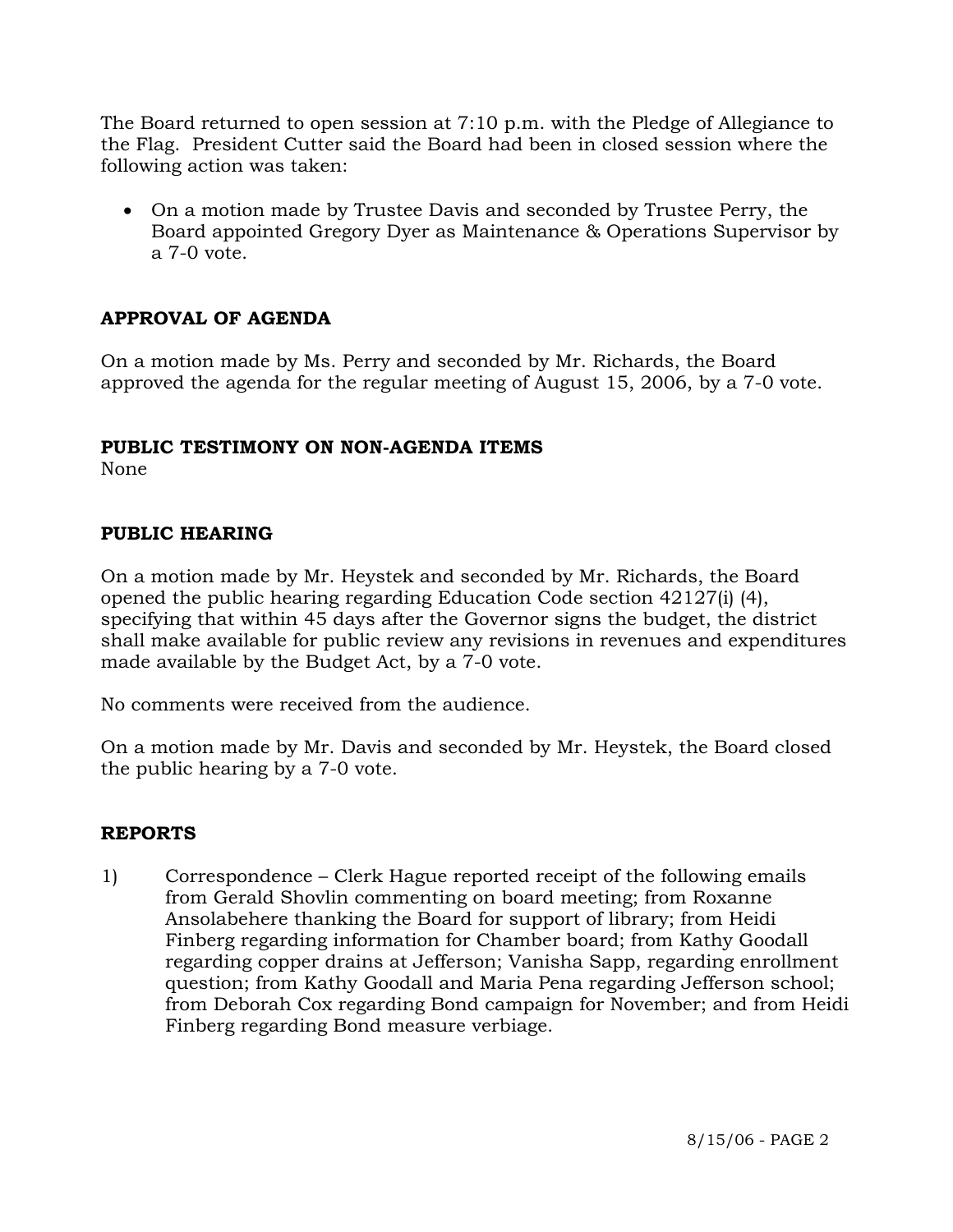The Board returned to open session at 7:10 p.m. with the Pledge of Allegiance to the Flag. President Cutter said the Board had been in closed session where the following action was taken:

- On a motion made by Trustee Davis and seconded by Trustee Perry, the Board appointed Gregory Dyer as Maintenance & Operations Supervisor by a 7-0 vote.

**APPROVAL OF AGENDA**

On a motion made by Ms. Perry and seconded by Mr. Richards, the Board approved the agenda for the regular meeting of August 15, 2006, by a 7-0 vote.

**PUBLIC TESTIMONY ON NON-AGENDA ITEMS**

None

**PUBLIC HEARING**

On a motion made by Mr. Heystek and seconded by Mr. Richards, the Board opened the public hearing regarding Education Code section 42127(i) (4), specifying that within 45 days after the Governor signs the budget, the district shall make available for public review any revisions in revenues and expenditures made available by the Budget Act, by a 7-0 vote.

No comments were received from the audience.

On a motion made by Mr. Davis and seconded by Mr. Heystek, the Board closed the public hearing by a 7-0 vote.

**REPORTS**

1) Correspondence – Clerk Hague reported receipt of the following emails from Gerald Shovlin commenting on board meeting; from Roxanne Ansolabehere thanking the Board for support of library; from Heidi Finberg regarding information for Chamber board; from Kathy Goodall regarding copper drains at Jefferson; Vanisha Sapp, regarding enrollment question; from Kathy Goodall and Maria Pena regarding Jefferson school; from Deborah Cox regarding Bond campaign for November; and from Heidi Finberg regarding Bond measure verbiage.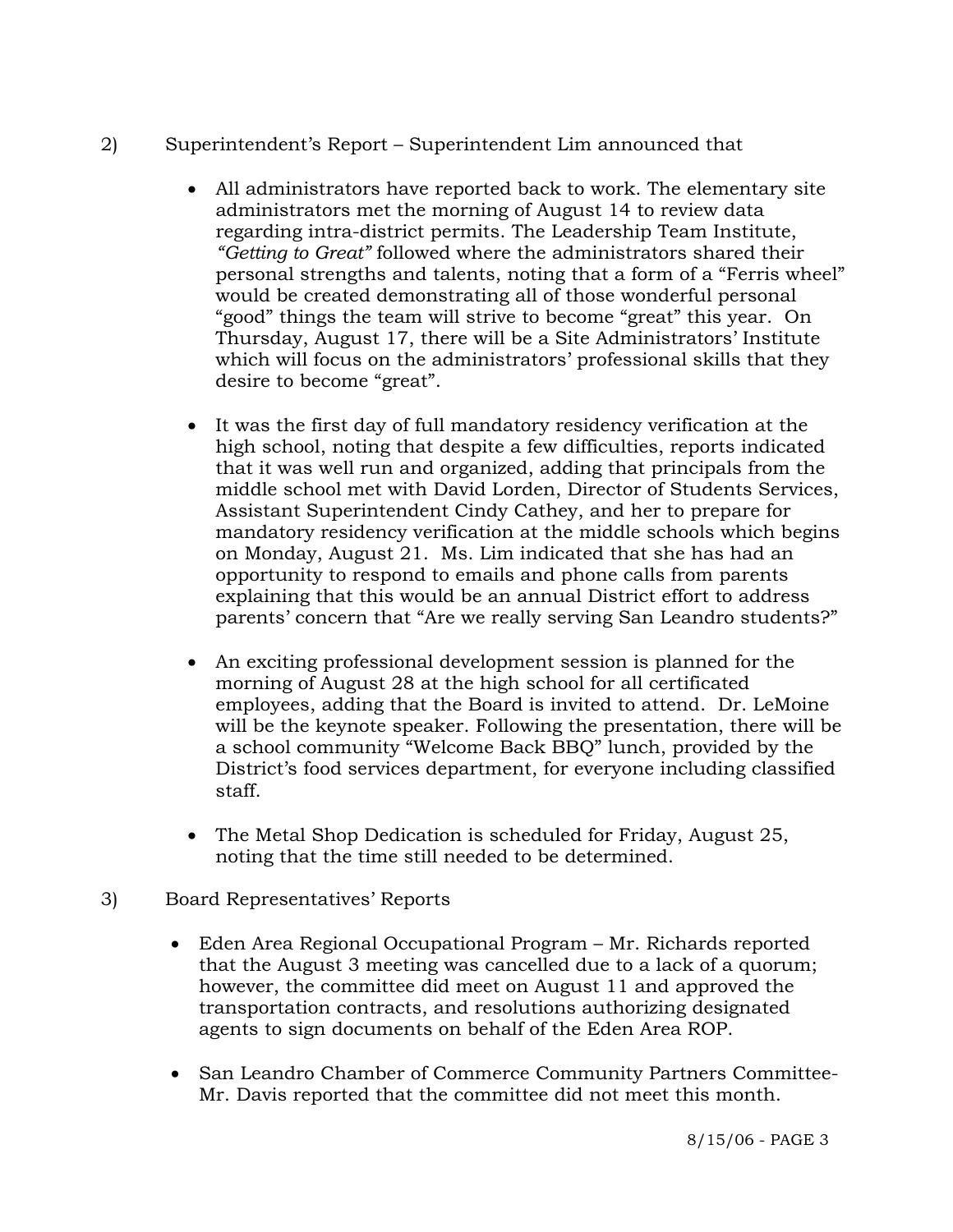2) Superintendent's Report – Superintendent Lim announced that

- All administrators have reported back to work. The elementary site administrators met the morning of August 14 to review data regarding intra-district permits. The Leadership Team Institute, *"Getting to Great"* followed where the administrators shared their personal strengths and talents, noting that a form of a "Ferris wheel" would be created demonstrating all of those wonderful personal "good" things the team will strive to become "great" this year. On Thursday, August 17, there will be a Site Administrators' Institute which will focus on the administrators' professional skills that they desire to become "great".

- It was the first day of full mandatory residency verification at the high school, noting that despite a few difficulties, reports indicated that it was well run and organized, adding that principals from the middle school met with David Lorden, Director of Students Services, Assistant Superintendent Cindy Cathey, and her to prepare for mandatory residency verification at the middle schools which begins on Monday, August 21. Ms. Lim indicated that she has had an opportunity to respond to emails and phone calls from parents explaining that this would be an annual District effort to address parents' concern that "Are we really serving San Leandro students?"

- An exciting professional development session is planned for the morning of August 28 at the high school for all certificated employees, adding that the Board is invited to attend. Dr. LeMoine will be the keynote speaker. Following the presentation, there will be a school community "Welcome Back BBQ" lunch, provided by the District's food services department, for everyone including classified staff.

- The Metal Shop Dedication is scheduled for Friday, August 25, noting that the time still needed to be determined.

3) Board Representatives' Reports

- Eden Area Regional Occupational Program – Mr. Richards reported that the August 3 meeting was cancelled due to a lack of a quorum; however, the committee did meet on August 11 and approved the transportation contracts, and resolutions authorizing designated agents to sign documents on behalf of the Eden Area ROP.

- San Leandro Chamber of Commerce Community Partners Committee- Mr. Davis reported that the committee did not meet this month.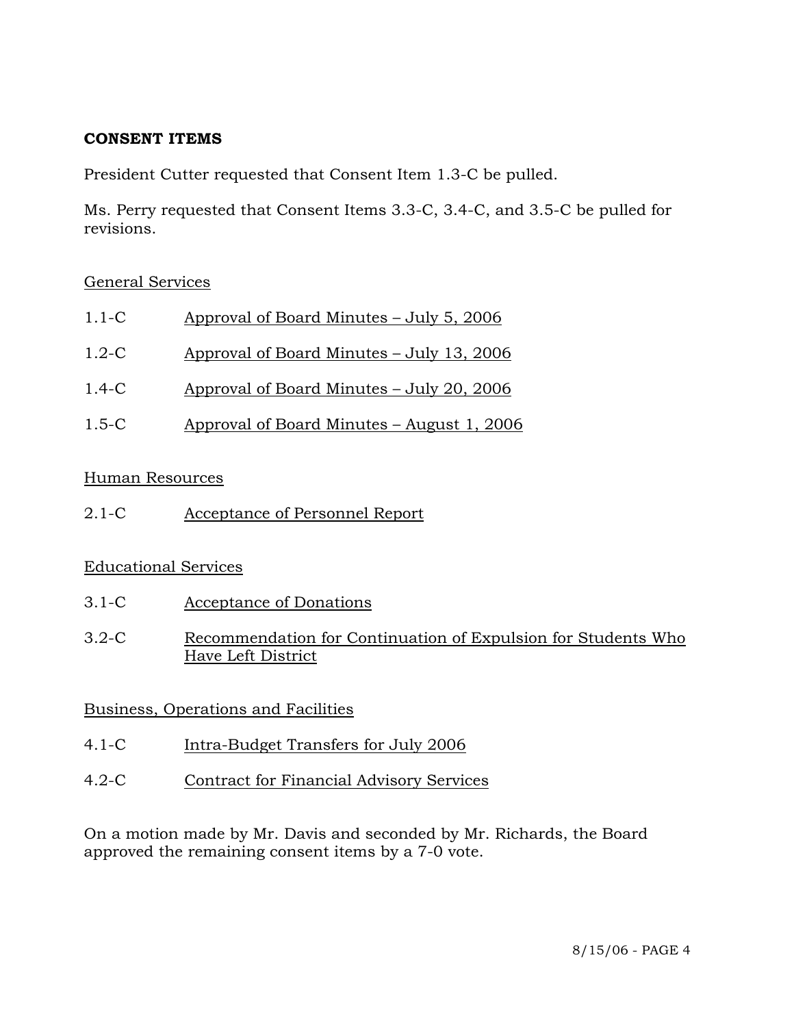**CONSENT ITEMS**

President Cutter requested that Consent Item 1.3-C be pulled.

Ms. Perry requested that Consent Items 3.3-C, 3.4-C, and 3.5-C be pulled for revisions.

General Services

1.1-C Approval of Board Minutes – July 5, 2006

1.2-C Approval of Board Minutes – July 13, 2006

1.4-C Approval of Board Minutes – July 20, 2006

1.5-C Approval of Board Minutes – August 1, 2006

Human Resources

2.1-C Acceptance of Personnel Report

Educational Services

3.1-C Acceptance of Donations

3.2-C Recommendation for Continuation of Expulsion for Students Who Have Left District

Business, Operations and Facilities

4.1-C Intra-Budget Transfers for July 2006

4.2-C Contract for Financial Advisory Services

On a motion made by Mr. Davis and seconded by Mr. Richards, the Board approved the remaining consent items by a 7-0 vote.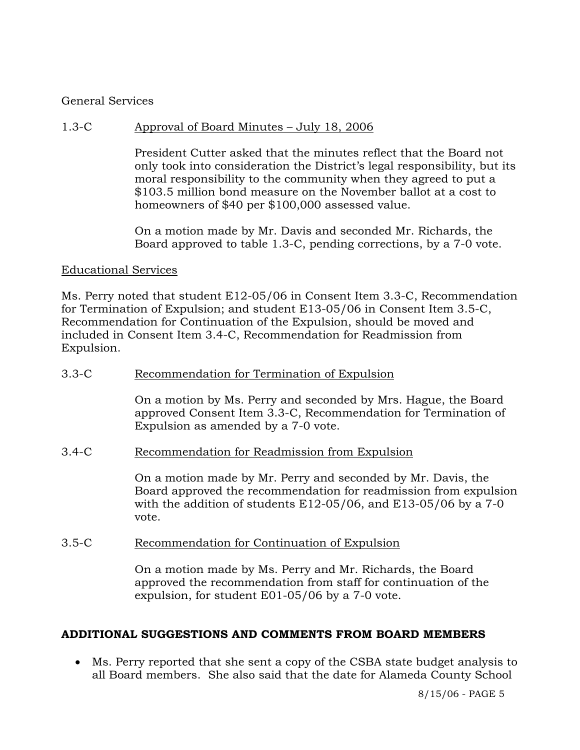General Services

1.3-C Approval of Board Minutes – July 18, 2006

President Cutter asked that the minutes reflect that the Board not only took into consideration the District's legal responsibility, but its moral responsibility to the community when they agreed to put a $103.5 million bond measure on the November ballot at a cost to homeowners of $40 per $100,000 assessed value.

On a motion made by Mr. Davis and seconded Mr. Richards, the Board approved to table 1.3-C, pending corrections, by a 7-0 vote.

Educational Services

Ms. Perry noted that student E12-05/06 in Consent Item 3.3-C, Recommendation for Termination of Expulsion; and student E13-05/06 in Consent Item 3.5-C, Recommendation for Continuation of the Expulsion, should be moved and included in Consent Item 3.4-C, Recommendation for Readmission from Expulsion.

3.3-C Recommendation for Termination of Expulsion

On a motion by Ms. Perry and seconded by Mrs. Hague, the Board approved Consent Item 3.3-C, Recommendation for Termination of Expulsion as amended by a 7-0 vote.

3.4-C Recommendation for Readmission from Expulsion

On a motion made by Mr. Perry and seconded by Mr. Davis, the Board approved the recommendation for readmission from expulsion with the addition of students E12-05/06, and E13-05/06 by a 7-0 vote.

3.5-C Recommendation for Continuation of Expulsion

On a motion made by Ms. Perry and Mr. Richards, the Board approved the recommendation from staff for continuation of the expulsion, for student E01-05/06 by a 7-0 vote.

**ADDITIONAL SUGGESTIONS AND COMMENTS FROM BOARD MEMBERS**

- Ms. Perry reported that she sent a copy of the CSBA state budget analysis to all Board members. She also said that the date for Alameda County School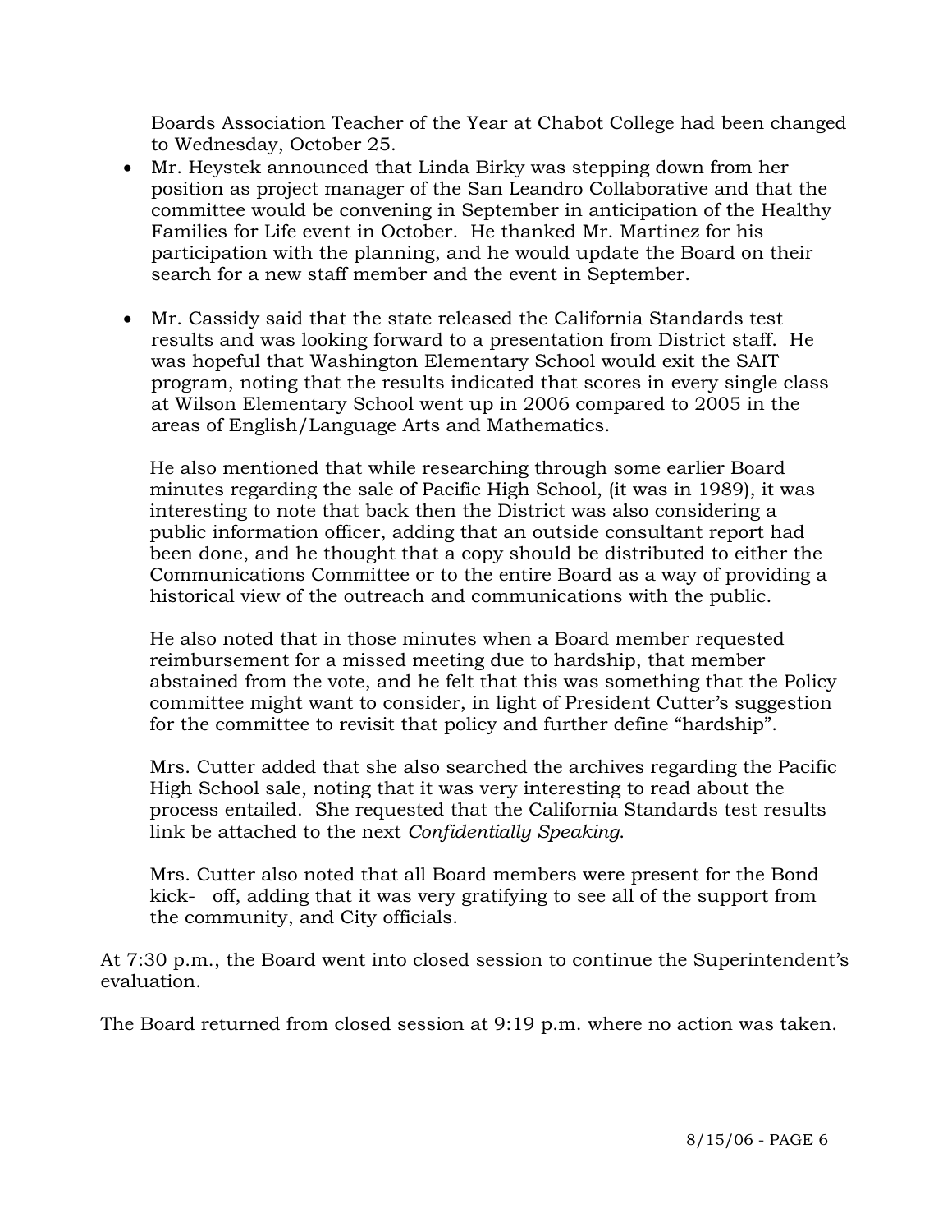Boards Association Teacher of the Year at Chabot College had been changed to Wednesday, October 25.

- Mr. Heystek announced that Linda Birky was stepping down from her position as project manager of the San Leandro Collaborative and that the committee would be convening in September in anticipation of the Healthy Families for Life event in October. He thanked Mr. Martinez for his participation with the planning, and he would update the Board on their search for a new staff member and the event in September.

- Mr. Cassidy said that the state released the California Standards test results and was looking forward to a presentation from District staff. He was hopeful that Washington Elementary School would exit the SAIT program, noting that the results indicated that scores in every single class at Wilson Elementary School went up in 2006 compared to 2005 in the areas of English/Language Arts and Mathematics.

  He also mentioned that while researching through some earlier Board minutes regarding the sale of Pacific High School, (it was in 1989), it was interesting to note that back then the District was also considering a public information officer, adding that an outside consultant report had been done, and he thought that a copy should be distributed to either the Communications Committee or to the entire Board as a way of providing a historical view of the outreach and communications with the public.

  He also noted that in those minutes when a Board member requested reimbursement for a missed meeting due to hardship, that member abstained from the vote, and he felt that this was something that the Policy committee might want to consider, in light of President Cutter's suggestion for the committee to revisit that policy and further define "hardship".

  Mrs. Cutter added that she also searched the archives regarding the Pacific High School sale, noting that it was very interesting to read about the process entailed. She requested that the California Standards test results link be attached to the next *Confidentially Speaking*.

  Mrs. Cutter also noted that all Board members were present for the Bond kick- off, adding that it was very gratifying to see all of the support from the community, and City officials.

At 7:30 p.m., the Board went into closed session to continue the Superintendent's evaluation.

The Board returned from closed session at 9:19 p.m. where no action was taken.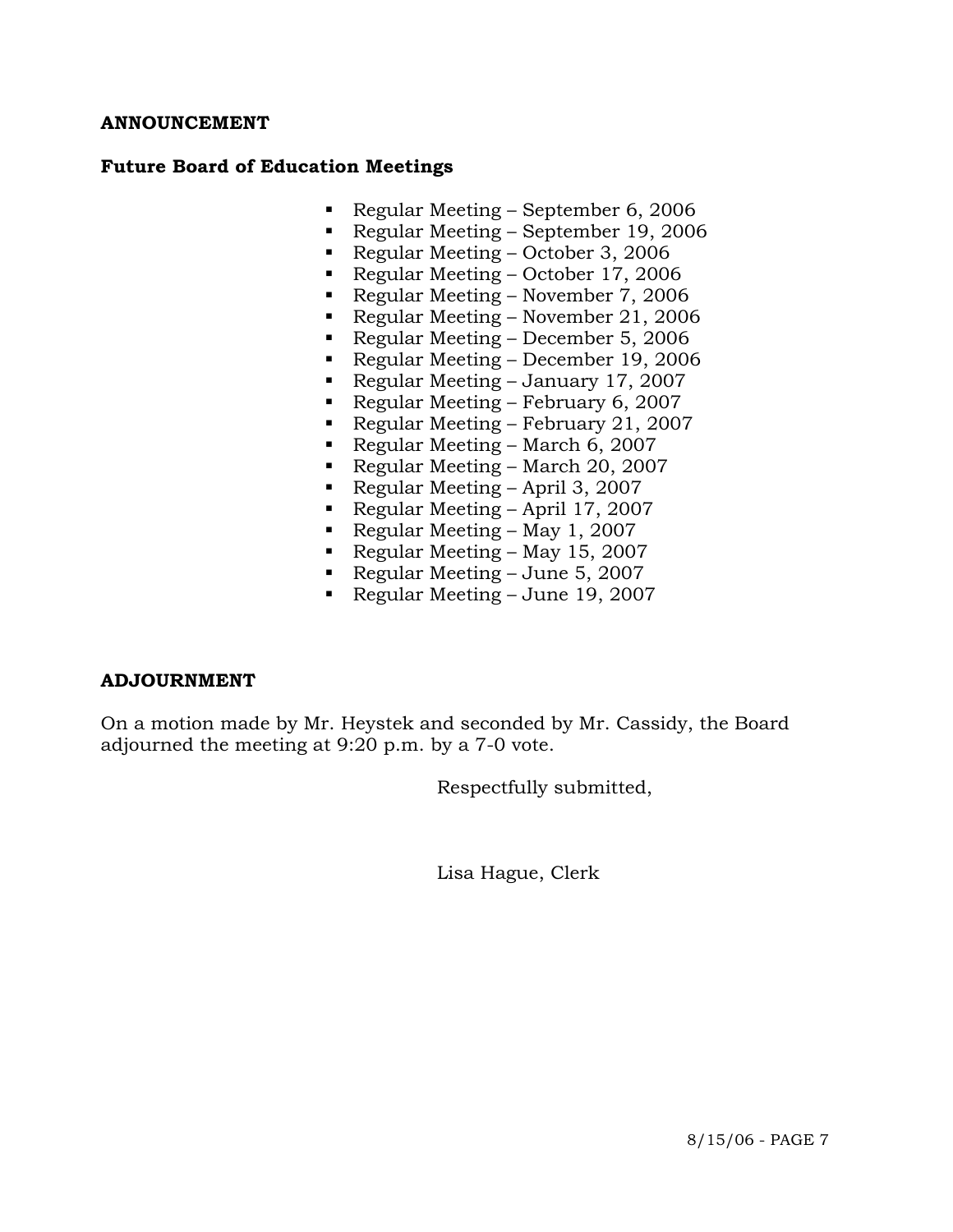**ANNOUNCEMENT**

**Future Board of Education Meetings**

- Regular Meeting – September 6, 2006
- Regular Meeting – September 19, 2006
- Regular Meeting – October 3, 2006
- Regular Meeting – October 17, 2006
- Regular Meeting – November 7, 2006
- Regular Meeting – November 21, 2006
- Regular Meeting – December 5, 2006
- Regular Meeting – December 19, 2006
- Regular Meeting – January 17, 2007
- Regular Meeting – February 6, 2007
- Regular Meeting – February 21, 2007
- Regular Meeting – March 6, 2007
- Regular Meeting – March 20, 2007
- Regular Meeting – April 3, 2007
- Regular Meeting – April 17, 2007
- Regular Meeting – May 1, 2007
- Regular Meeting – May 15, 2007
- Regular Meeting – June 5, 2007
- Regular Meeting – June 19, 2007

**ADJOURNMENT**

On a motion made by Mr. Heystek and seconded by Mr. Cassidy, the Board adjourned the meeting at 9:20 p.m. by a 7-0 vote.

Respectfully submitted,

Lisa Hague, Clerk